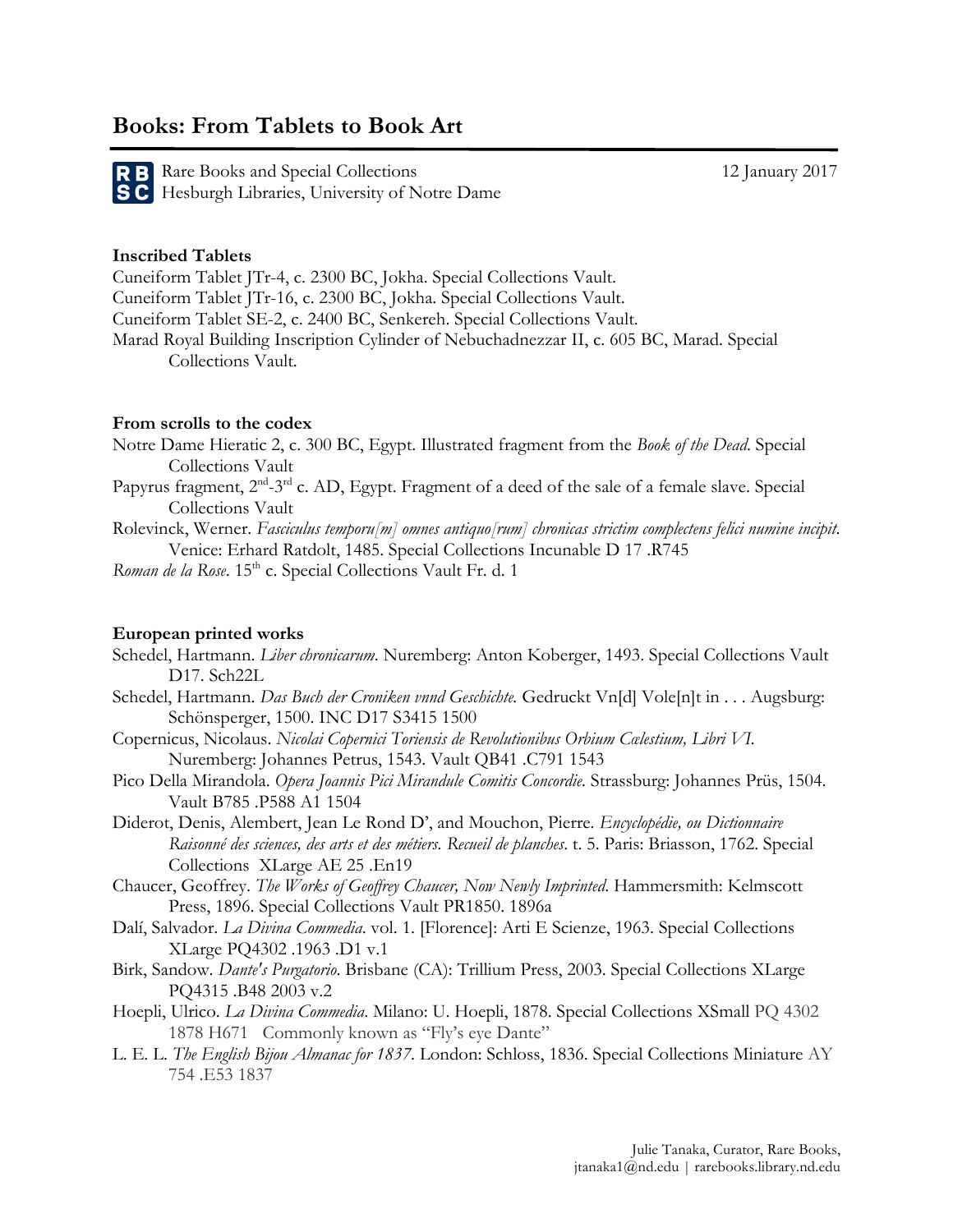# Books: From Tablets to Book Art

RBSC Rare Books and Special Collections
Hesburgh Libraries, University of Notre Dame

12 January 2017

### Inscribed Tablets

Cuneiform Tablet JTr-4, c. 2300 BC, Jokha. Special Collections Vault.
Cuneiform Tablet JTr-16, c. 2300 BC, Jokha. Special Collections Vault.
Cuneiform Tablet SE-2, c. 2400 BC, Senkereh. Special Collections Vault.
Marad Royal Building Inscription Cylinder of Nebuchadnezzar II, c. 605 BC, Marad. Special Collections Vault.

### From scrolls to the codex

Notre Dame Hieratic 2, c. 300 BC, Egypt. Illustrated fragment from the *Book of the Dead*. Special Collections Vault

Papyrus fragment, 2nd-3rd c. AD, Egypt. Fragment of a deed of the sale of a female slave. Special Collections Vault

Rolevinck, Werner. *Fasciculus temporu[m] omnes antiquo[rum] chronicas strictim complectens felici numine incipit.* Venice: Erhard Ratdolt, 1485. Special Collections Incunable D 17 .R745

*Roman de la Rose*. 15th c. Special Collections Vault Fr. d. 1

### European printed works

Schedel, Hartmann. *Liber chronicarum*. Nuremberg: Anton Koberger, 1493. Special Collections Vault D17. Sch22L

Schedel, Hartmann. *Das Buch der Croniken vnnd Geschichte.* Gedruckt Vn[d] Vole[n]t in . . . Augsburg: Schönsperger, 1500. INC D17 S3415 1500

Copernicus, Nicolaus. *Nicolai Copernici Toriensis de Revolutionibus Orbium Cœlestium, Libri VI.* Nuremberg: Johannes Petrus, 1543. Vault QB41 .C791 1543

Pico Della Mirandola. *Opera Joannis Pici Mirandule Comitis Concordie.* Strassburg: Johannes Prüs, 1504. Vault B785 .P588 A1 1504

Diderot, Denis, Alembert, Jean Le Rond D', and Mouchon, Pierre. *Encyclopédie, ou Dictionnaire Raisonné des sciences, des arts et des métiers. Recueil de planches.* t. 5. Paris: Briasson, 1762. Special Collections XLarge AE 25 .En19

Chaucer, Geoffrey. *The Works of Geoffrey Chaucer, Now Newly Imprinted.* Hammersmith: Kelmscott Press, 1896. Special Collections Vault PR1850. 1896a

Dalí, Salvador. *La Divina Commedia*. vol. 1. [Florence]: Arti E Scienze, 1963. Special Collections XLarge PQ4302 .1963 .D1 v.1

Birk, Sandow. *Dante's Purgatorio.* Brisbane (CA): Trillium Press, 2003. Special Collections XLarge PQ4315 .B48 2003 v.2

Hoepli, Ulrico. *La Divina Commedia*. Milano: U. Hoepli, 1878. Special Collections XSmall PQ 4302 1878 H671 Commonly known as "Fly's eye Dante"

L. E. L. *The English Bijou Almanac for 1837*. London: Schloss, 1836. Special Collections Miniature AY 754 .E53 1837

Julie Tanaka, Curator, Rare Books,
jtanaka1@nd.edu | rarebooks.library.nd.edu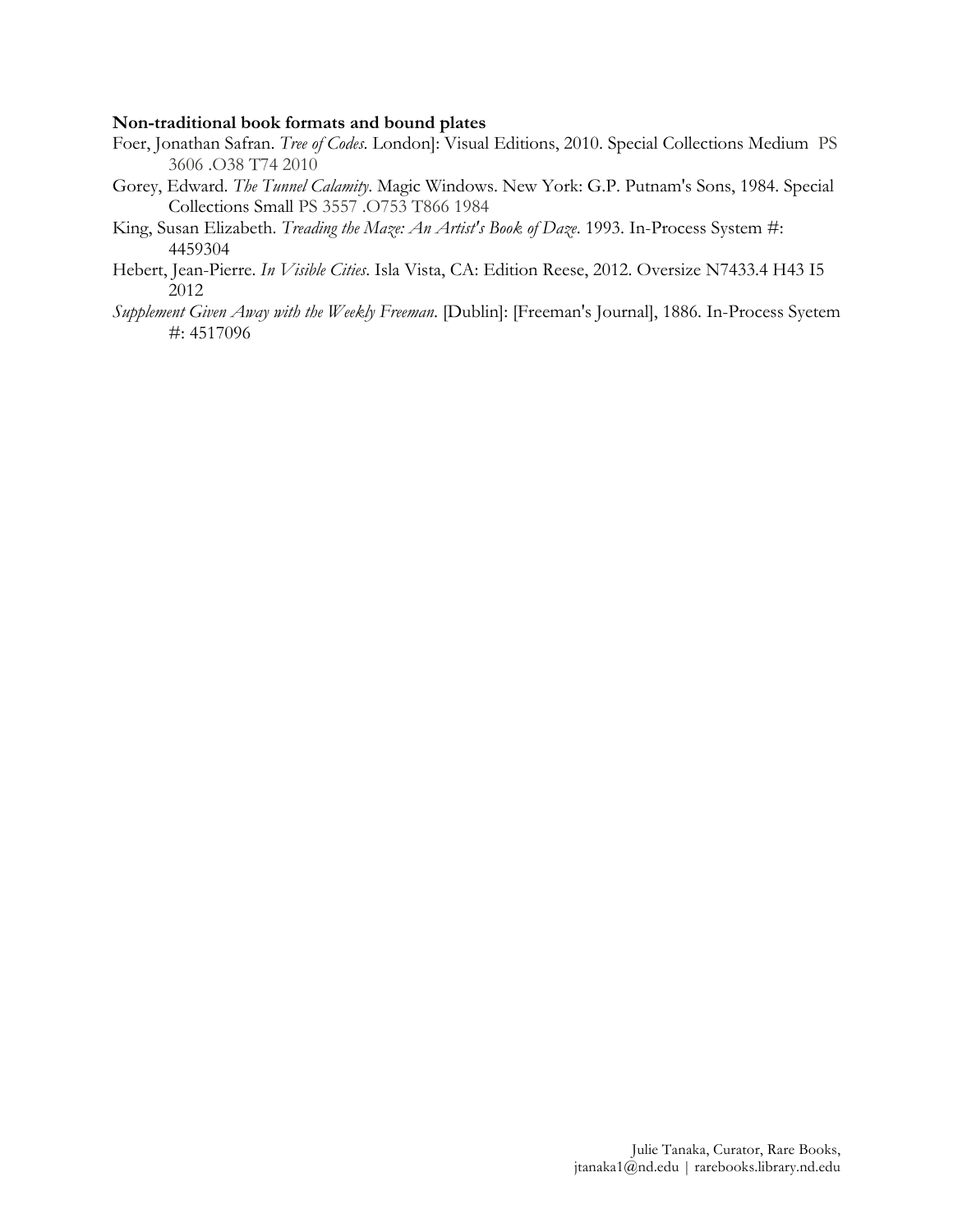**Non-traditional book formats and bound plates**

Foer, Jonathan Safran. *Tree of Codes*. London]: Visual Editions, 2010. Special Collections Medium PS 3606 .O38 T74 2010

Gorey, Edward. *The Tunnel Calamity*. Magic Windows. New York: G.P. Putnam's Sons, 1984. Special Collections Small PS 3557 .O753 T866 1984

King, Susan Elizabeth. *Treading the Maze: An Artist's Book of Daze*. 1993. In-Process System #: 4459304

Hebert, Jean-Pierre. *In Visible Cities*. Isla Vista, CA: Edition Reese, 2012. Oversize N7433.4 H43 I5 2012

*Supplement Given Away with the Weekly Freeman*. [Dublin]: [Freeman's Journal], 1886. In-Process Syetem #: 4517096